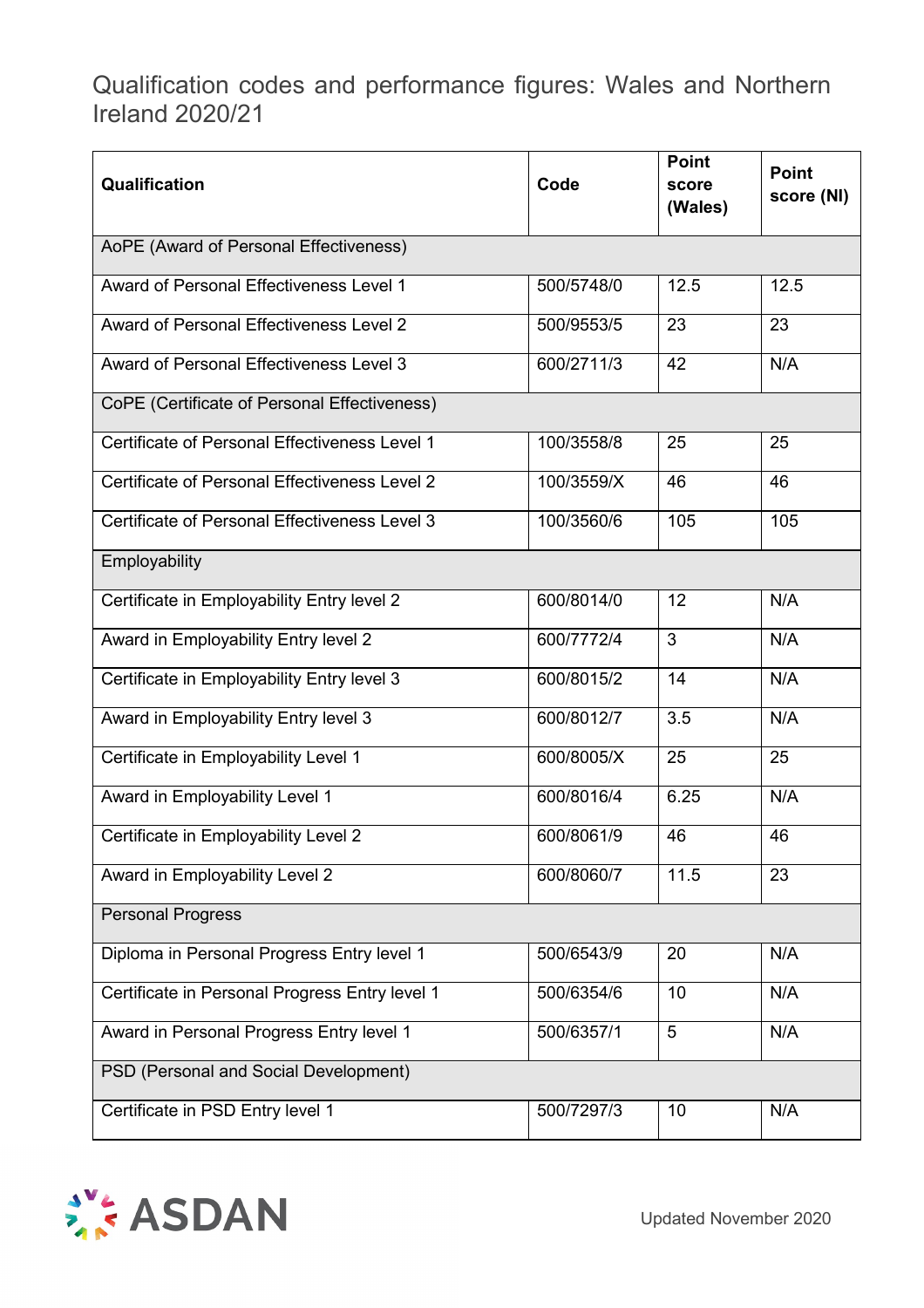# Qualification codes and performance figures: Wales and Northern Ireland 2020/21

| Qualification | Code | Point score (Wales) | Point score (NI) |
|---|---|---|---|
| AoPE (Award of Personal Effectiveness) | | | |
| Award of Personal Effectiveness Level 1 | 500/5748/0 | 12.5 | 12.5 |
| Award of Personal Effectiveness Level 2 | 500/9553/5 | 23 | 23 |
| Award of Personal Effectiveness Level 3 | 600/2711/3 | 42 | N/A |
| CoPE (Certificate of Personal Effectiveness) | | | |
| Certificate of Personal Effectiveness Level 1 | 100/3558/8 | 25 | 25 |
| Certificate of Personal Effectiveness Level 2 | 100/3559/X | 46 | 46 |
| Certificate of Personal Effectiveness Level 3 | 100/3560/6 | 105 | 105 |
| Employability | | | |
| Certificate in Employability Entry level 2 | 600/8014/0 | 12 | N/A |
| Award in Employability Entry level 2 | 600/7772/4 | 3 | N/A |
| Certificate in Employability Entry level 3 | 600/8015/2 | 14 | N/A |
| Award in Employability Entry level 3 | 600/8012/7 | 3.5 | N/A |
| Certificate in Employability Level 1 | 600/8005/X | 25 | 25 |
| Award in Employability Level 1 | 600/8016/4 | 6.25 | N/A |
| Certificate in Employability Level 2 | 600/8061/9 | 46 | 46 |
| Award in Employability Level 2 | 600/8060/7 | 11.5 | 23 |
| Personal Progress | | | |
| Diploma in Personal Progress Entry level 1 | 500/6543/9 | 20 | N/A |
| Certificate in Personal Progress Entry level 1 | 500/6354/6 | 10 | N/A |
| Award in Personal Progress Entry level 1 | 500/6357/1 | 5 | N/A |
| PSD (Personal and Social Development) | | | |
| Certificate in PSD Entry level 1 | 500/7297/3 | 10 | N/A |

ASDAN

Updated November 2020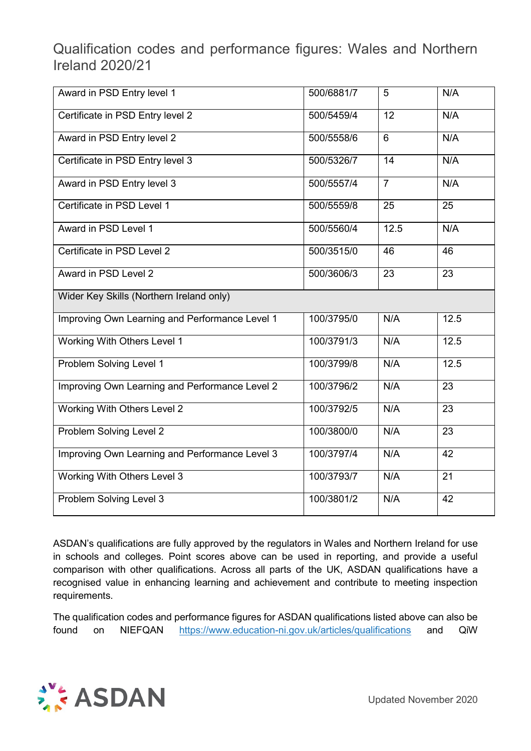# Qualification codes and performance figures: Wales and Northern Ireland 2020/21

| | | | |
|---|---|---|---|
| Award in PSD Entry level 1 | 500/6881/7 | 5 | N/A |
| Certificate in PSD Entry level 2 | 500/5459/4 | 12 | N/A |
| Award in PSD Entry level 2 | 500/5558/6 | 6 | N/A |
| Certificate in PSD Entry level 3 | 500/5326/7 | 14 | N/A |
| Award in PSD Entry level 3 | 500/5557/4 | 7 | N/A |
| Certificate in PSD Level 1 | 500/5559/8 | 25 | 25 |
| Award in PSD Level 1 | 500/5560/4 | 12.5 | N/A |
| Certificate in PSD Level 2 | 500/3515/0 | 46 | 46 |
| Award in PSD Level 2 | 500/3606/3 | 23 | 23 |
| Wider Key Skills (Northern Ireland only) | | | |
| Improving Own Learning and Performance Level 1 | 100/3795/0 | N/A | 12.5 |
| Working With Others Level 1 | 100/3791/3 | N/A | 12.5 |
| Problem Solving Level 1 | 100/3799/8 | N/A | 12.5 |
| Improving Own Learning and Performance Level 2 | 100/3796/2 | N/A | 23 |
| Working With Others Level 2 | 100/3792/5 | N/A | 23 |
| Problem Solving Level 2 | 100/3800/0 | N/A | 23 |
| Improving Own Learning and Performance Level 3 | 100/3797/4 | N/A | 42 |
| Working With Others Level 3 | 100/3793/7 | N/A | 21 |
| Problem Solving Level 3 | 100/3801/2 | N/A | 42 |

ASDAN's qualifications are fully approved by the regulators in Wales and Northern Ireland for use in schools and colleges. Point scores above can be used in reporting, and provide a useful comparison with other qualifications. Across all parts of the UK, ASDAN qualifications have a recognised value in enhancing learning and achievement and contribute to meeting inspection requirements.

The qualification codes and performance figures for ASDAN qualifications listed above can also be found on NIEFQAN https://www.education-ni.gov.uk/articles/qualifications and QiW

Updated November 2020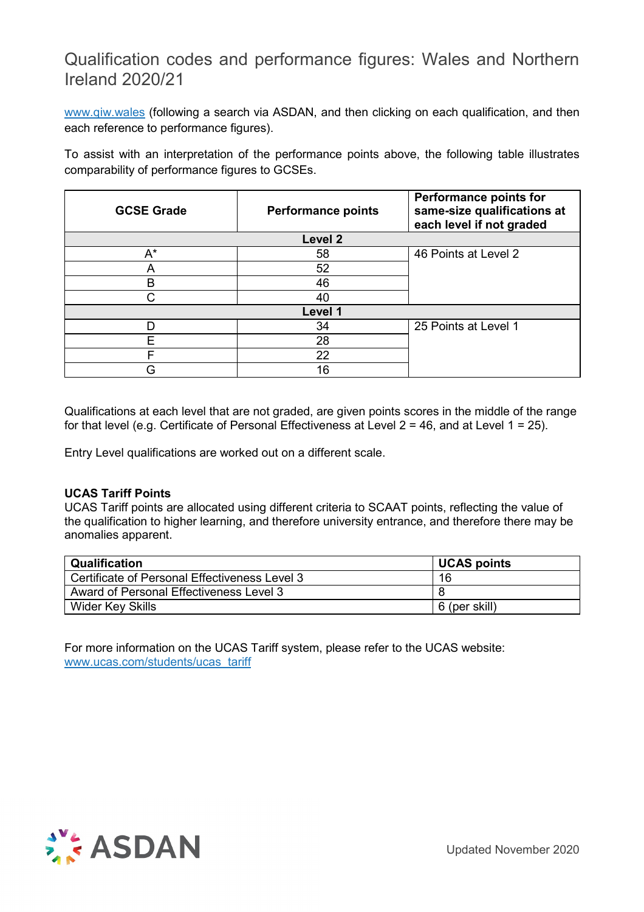# Qualification codes and performance figures: Wales and Northern Ireland 2020/21

www.qiw.wales (following a search via ASDAN, and then clicking on each qualification, and then each reference to performance figures).

To assist with an interpretation of the performance points above, the following table illustrates comparability of performance figures to GCSEs.

| GCSE Grade | Performance points | Performance points for same-size qualifications at each level if not graded |
|---|---|---|
| **Level 2** | | |
| A* | 58 | 46 Points at Level 2 |
| A | 52 | |
| B | 46 | |
| C | 40 | |
| **Level 1** | | |
| D | 34 | 25 Points at Level 1 |
| E | 28 | |
| F | 22 | |
| G | 16 | |

Qualifications at each level that are not graded, are given points scores in the middle of the range for that level (e.g. Certificate of Personal Effectiveness at Level 2 = 46, and at Level 1 = 25).

Entry Level qualifications are worked out on a different scale.

**UCAS Tariff Points**
UCAS Tariff points are allocated using different criteria to SCAAT points, reflecting the value of the qualification to higher learning, and therefore university entrance, and therefore there may be anomalies apparent.

| Qualification | UCAS points |
|---|---|
| Certificate of Personal Effectiveness Level 3 | 16 |
| Award of Personal Effectiveness Level 3 | 8 |
| Wider Key Skills | 6 (per skill) |

For more information on the UCAS Tariff system, please refer to the UCAS website: www.ucas.com/students/ucas_tariff

ASDAN

Updated November 2020